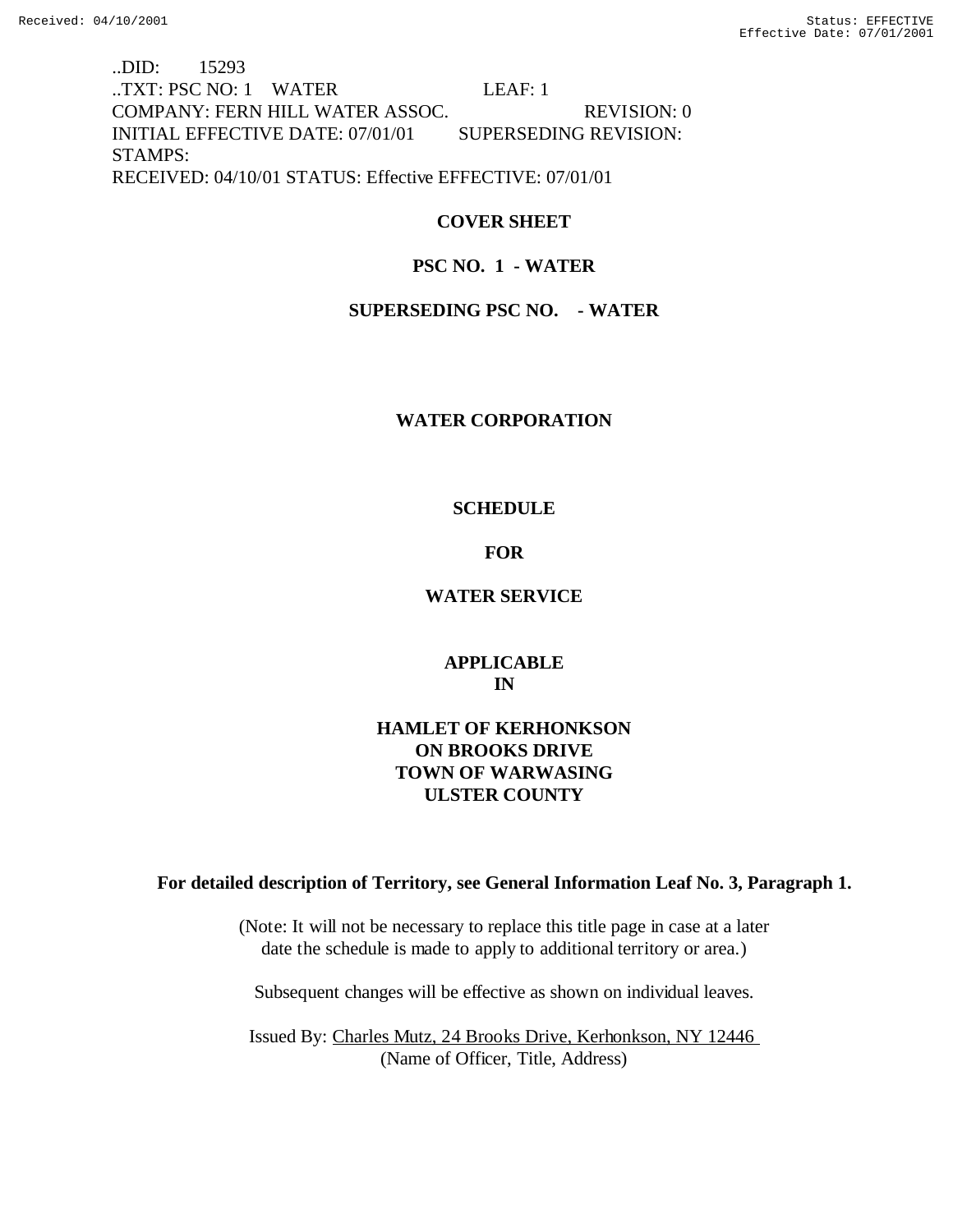..DID: 15293
..TXT: PSC NO: 1 WATER LEAF: 1
COMPANY: FERN HILL WATER ASSOC. REVISION: 0
INITIAL EFFECTIVE DATE: 07/01/01 SUPERSEDING REVISION:
STAMPS:
RECEIVED: 04/10/01 STATUS: Effective EFFECTIVE: 07/01/01

**COVER SHEET**

**PSC NO. 1 - WATER**

**SUPERSEDING PSC NO. - WATER**

**WATER CORPORATION**

**SCHEDULE**

**FOR**

**WATER SERVICE**

**APPLICABLE**
**IN**

**HAMLET OF KERHONKSON**
**ON BROOKS DRIVE**
**TOWN OF WARWASING**
**ULSTER COUNTY**

**For detailed description of Territory, see General Information Leaf No. 3, Paragraph 1.**

(Note: It will not be necessary to replace this title page in case at a later date the schedule is made to apply to additional territory or area.)

Subsequent changes will be effective as shown on individual leaves.

Issued By: Charles Mutz, 24 Brooks Drive, Kerhonkson, NY 12446
(Name of Officer, Title, Address)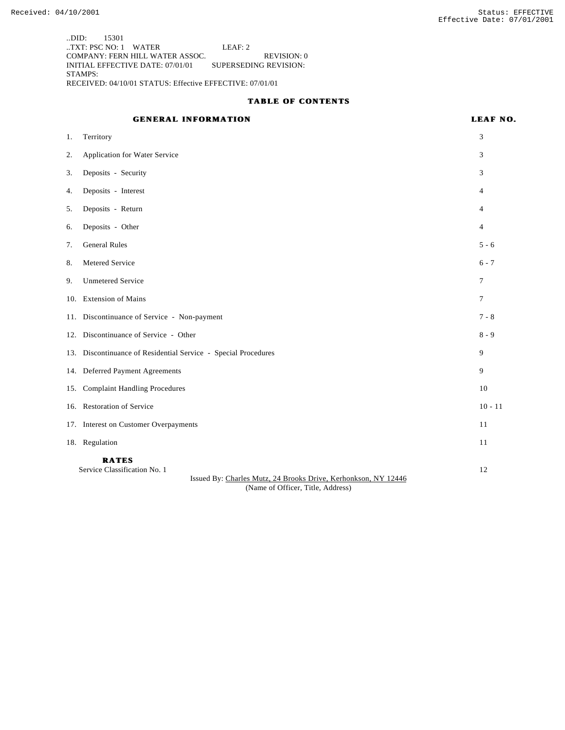..DID: 15301
..TXT: PSC NO: 1 WATER LEAF: 2
COMPANY: FERN HILL WATER ASSOC. REVISION: 0
INITIAL EFFECTIVE DATE: 07/01/01 SUPERSEDING REVISION:
STAMPS:
RECEIVED: 04/10/01 STATUS: Effective EFFECTIVE: 07/01/01

## TABLE OF CONTENTS

| GENERAL INFORMATION | LEAF NO. |
|---|---|
| 1. Territory | 3 |
| 2. Application for Water Service | 3 |
| 3. Deposits - Security | 3 |
| 4. Deposits - Interest | 4 |
| 5. Deposits - Return | 4 |
| 6. Deposits - Other | 4 |
| 7. General Rules | 5 - 6 |
| 8. Metered Service | 6 - 7 |
| 9. Unmetered Service | 7 |
| 10. Extension of Mains | 7 |
| 11. Discontinuance of Service - Non-payment | 7 - 8 |
| 12. Discontinuance of Service - Other | 8 - 9 |
| 13. Discontinuance of Residential Service - Special Procedures | 9 |
| 14. Deferred Payment Agreements | 9 |
| 15. Complaint Handling Procedures | 10 |
| 16. Restoration of Service | 10 - 11 |
| 17. Interest on Customer Overpayments | 11 |
| 18. Regulation | 11 |
| **RATES** | |
| Service Classification No. 1 | 12 |

Issued By: Charles Mutz, 24 Brooks Drive, Kerhonkson, NY 12446
(Name of Officer, Title, Address)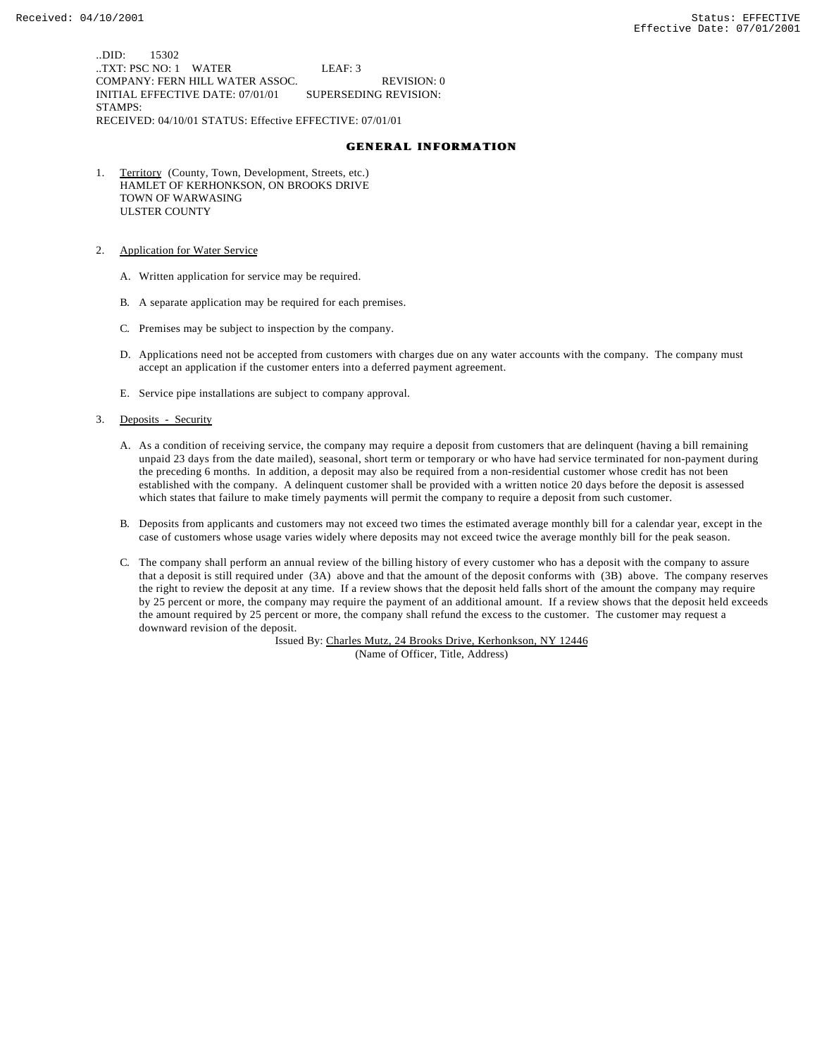..DID: 15302
..TXT: PSC NO: 1 WATER LEAF: 3
COMPANY: FERN HILL WATER ASSOC. REVISION: 0
INITIAL EFFECTIVE DATE: 07/01/01 SUPERSEDING REVISION:
STAMPS:
RECEIVED: 04/10/01 STATUS: Effective EFFECTIVE: 07/01/01

## GENERAL INFORMATION

1. Territory (County, Town, Development, Streets, etc.)
   HAMLET OF KERHONKSON, ON BROOKS DRIVE
   TOWN OF WARWASING
   ULSTER COUNTY

2. Application for Water Service

   A. Written application for service may be required.

   B. A separate application may be required for each premises.

   C. Premises may be subject to inspection by the company.

   D. Applications need not be accepted from customers with charges due on any water accounts with the company. The company must accept an application if the customer enters into a deferred payment agreement.

   E. Service pipe installations are subject to company approval.

3. Deposits - Security

   A. As a condition of receiving service, the company may require a deposit from customers that are delinquent (having a bill remaining unpaid 23 days from the date mailed), seasonal, short term or temporary or who have had service terminated for non-payment during the preceding 6 months. In addition, a deposit may also be required from a non-residential customer whose credit has not been established with the company. A delinquent customer shall be provided with a written notice 20 days before the deposit is assessed which states that failure to make timely payments will permit the company to require a deposit from such customer.

   B. Deposits from applicants and customers may not exceed two times the estimated average monthly bill for a calendar year, except in the case of customers whose usage varies widely where deposits may not exceed twice the average monthly bill for the peak season.

   C. The company shall perform an annual review of the billing history of every customer who has a deposit with the company to assure that a deposit is still required under (3A) above and that the amount of the deposit conforms with (3B) above. The company reserves the right to review the deposit at any time. If a review shows that the deposit held falls short of the amount the company may require by 25 percent or more, the company may require the payment of an additional amount. If a review shows that the deposit held exceeds the amount required by 25 percent or more, the company shall refund the excess to the customer. The customer may request a downward revision of the deposit.

Issued By: Charles Mutz, 24 Brooks Drive, Kerhonkson, NY 12446
(Name of Officer, Title, Address)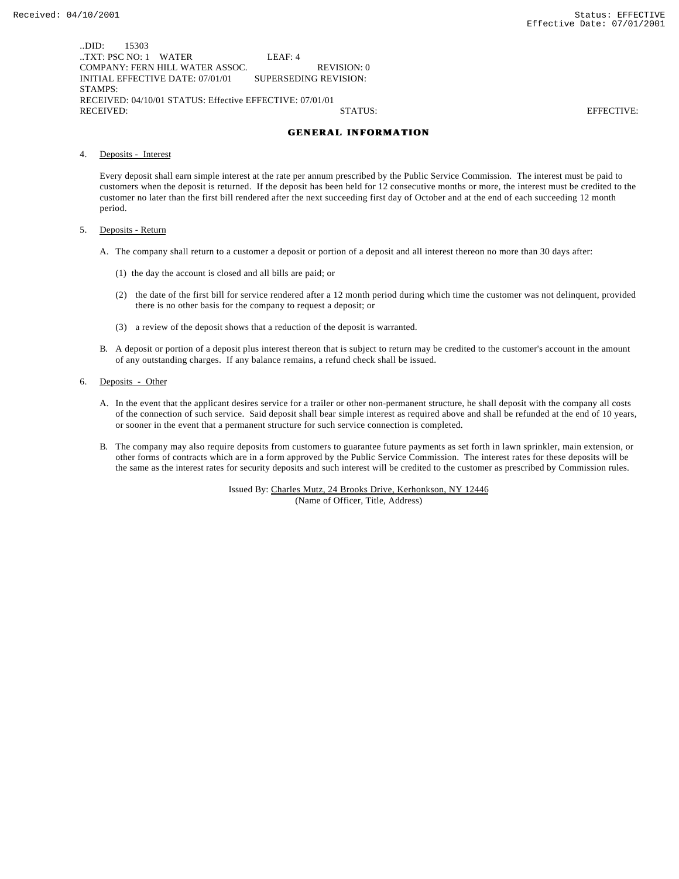..DID: 15303
..TXT: PSC NO: 1 WATER LEAF: 4
COMPANY: FERN HILL WATER ASSOC. REVISION: 0
INITIAL EFFECTIVE DATE: 07/01/01 SUPERSEDING REVISION:
STAMPS:
RECEIVED: 04/10/01 STATUS: Effective EFFECTIVE: 07/01/01
RECEIVED: STATUS: EFFECTIVE:

## GENERAL INFORMATION

4. Deposits - Interest

Every deposit shall earn simple interest at the rate per annum prescribed by the Public Service Commission. The interest must be paid to customers when the deposit is returned. If the deposit has been held for 12 consecutive months or more, the interest must be credited to the customer no later than the first bill rendered after the next succeeding first day of October and at the end of each succeeding 12 month period.

5. Deposits - Return

A. The company shall return to a customer a deposit or portion of a deposit and all interest thereon no more than 30 days after:

(1) the day the account is closed and all bills are paid; or

(2) the date of the first bill for service rendered after a 12 month period during which time the customer was not delinquent, provided there is no other basis for the company to request a deposit; or

(3) a review of the deposit shows that a reduction of the deposit is warranted.

B. A deposit or portion of a deposit plus interest thereon that is subject to return may be credited to the customer's account in the amount of any outstanding charges. If any balance remains, a refund check shall be issued.

6. Deposits - Other

A. In the event that the applicant desires service for a trailer or other non-permanent structure, he shall deposit with the company all costs of the connection of such service. Said deposit shall bear simple interest as required above and shall be refunded at the end of 10 years, or sooner in the event that a permanent structure for such service connection is completed.

B. The company may also require deposits from customers to guarantee future payments as set forth in lawn sprinkler, main extension, or other forms of contracts which are in a form approved by the Public Service Commission. The interest rates for these deposits will be the same as the interest rates for security deposits and such interest will be credited to the customer as prescribed by Commission rules.

Issued By: Charles Mutz, 24 Brooks Drive, Kerhonkson, NY 12446
(Name of Officer, Title, Address)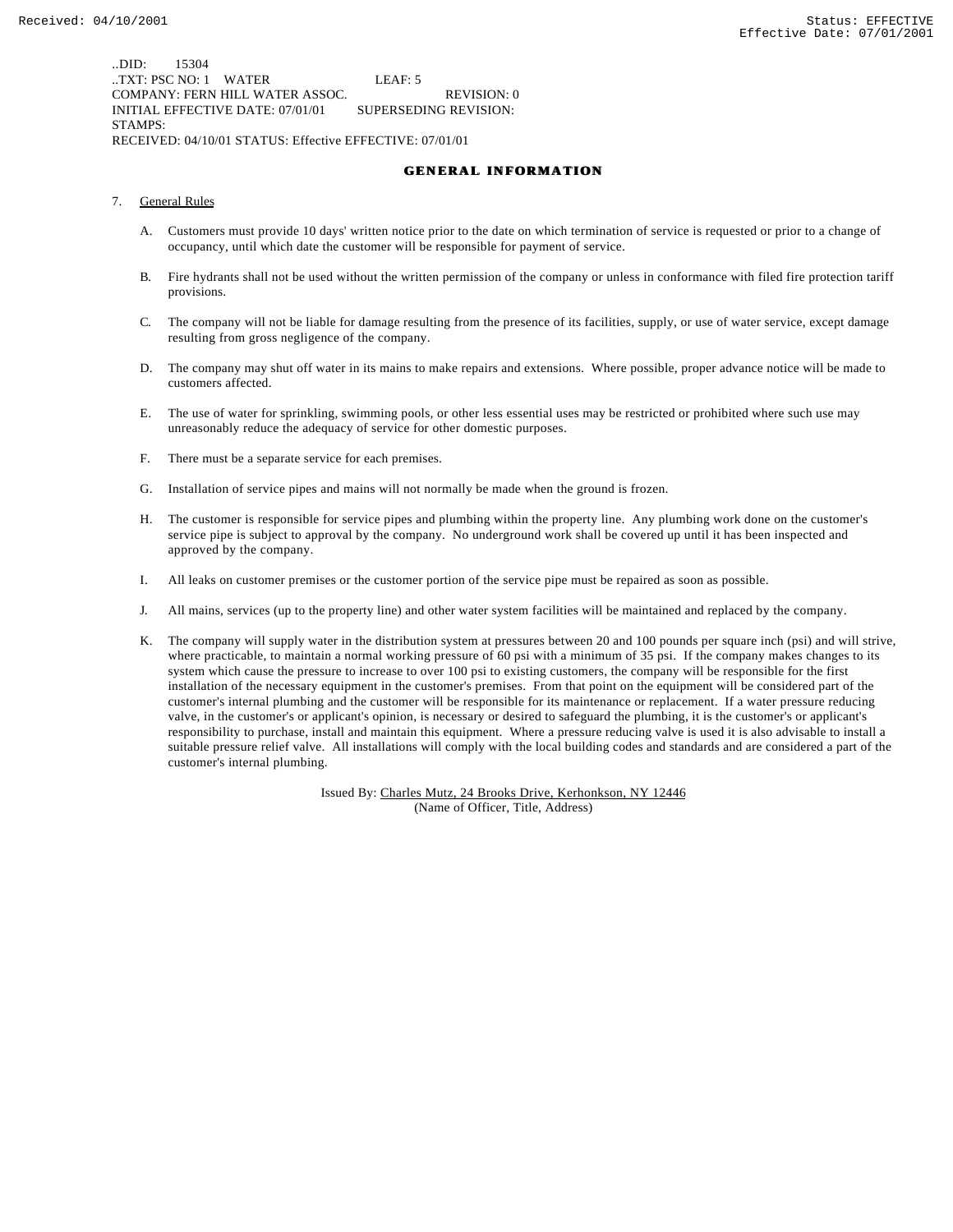..DID: 15304
..TXT: PSC NO: 1 WATER LEAF: 5
COMPANY: FERN HILL WATER ASSOC. REVISION: 0
INITIAL EFFECTIVE DATE: 07/01/01 SUPERSEDING REVISION:
STAMPS:
RECEIVED: 04/10/01 STATUS: Effective EFFECTIVE: 07/01/01

## GENERAL INFORMATION

7. General Rules

   A. Customers must provide 10 days' written notice prior to the date on which termination of service is requested or prior to a change of occupancy, until which date the customer will be responsible for payment of service.

   B. Fire hydrants shall not be used without the written permission of the company or unless in conformance with filed fire protection tariff provisions.

   C. The company will not be liable for damage resulting from the presence of its facilities, supply, or use of water service, except damage resulting from gross negligence of the company.

   D. The company may shut off water in its mains to make repairs and extensions. Where possible, proper advance notice will be made to customers affected.

   E. The use of water for sprinkling, swimming pools, or other less essential uses may be restricted or prohibited where such use may unreasonably reduce the adequacy of service for other domestic purposes.

   F. There must be a separate service for each premises.

   G. Installation of service pipes and mains will not normally be made when the ground is frozen.

   H. The customer is responsible for service pipes and plumbing within the property line. Any plumbing work done on the customer's service pipe is subject to approval by the company. No underground work shall be covered up until it has been inspected and approved by the company.

   I. All leaks on customer premises or the customer portion of the service pipe must be repaired as soon as possible.

   J. All mains, services (up to the property line) and other water system facilities will be maintained and replaced by the company.

   K. The company will supply water in the distribution system at pressures between 20 and 100 pounds per square inch (psi) and will strive, where practicable, to maintain a normal working pressure of 60 psi with a minimum of 35 psi. If the company makes changes to its system which cause the pressure to increase to over 100 psi to existing customers, the company will be responsible for the first installation of the necessary equipment in the customer's premises. From that point on the equipment will be considered part of the customer's internal plumbing and the customer will be responsible for its maintenance or replacement. If a water pressure reducing valve, in the customer's or applicant's opinion, is necessary or desired to safeguard the plumbing, it is the customer's or applicant's responsibility to purchase, install and maintain this equipment. Where a pressure reducing valve is used it is also advisable to install a suitable pressure relief valve. All installations will comply with the local building codes and standards and are considered a part of the customer's internal plumbing.

Issued By: Charles Mutz, 24 Brooks Drive, Kerhonkson, NY 12446
(Name of Officer, Title, Address)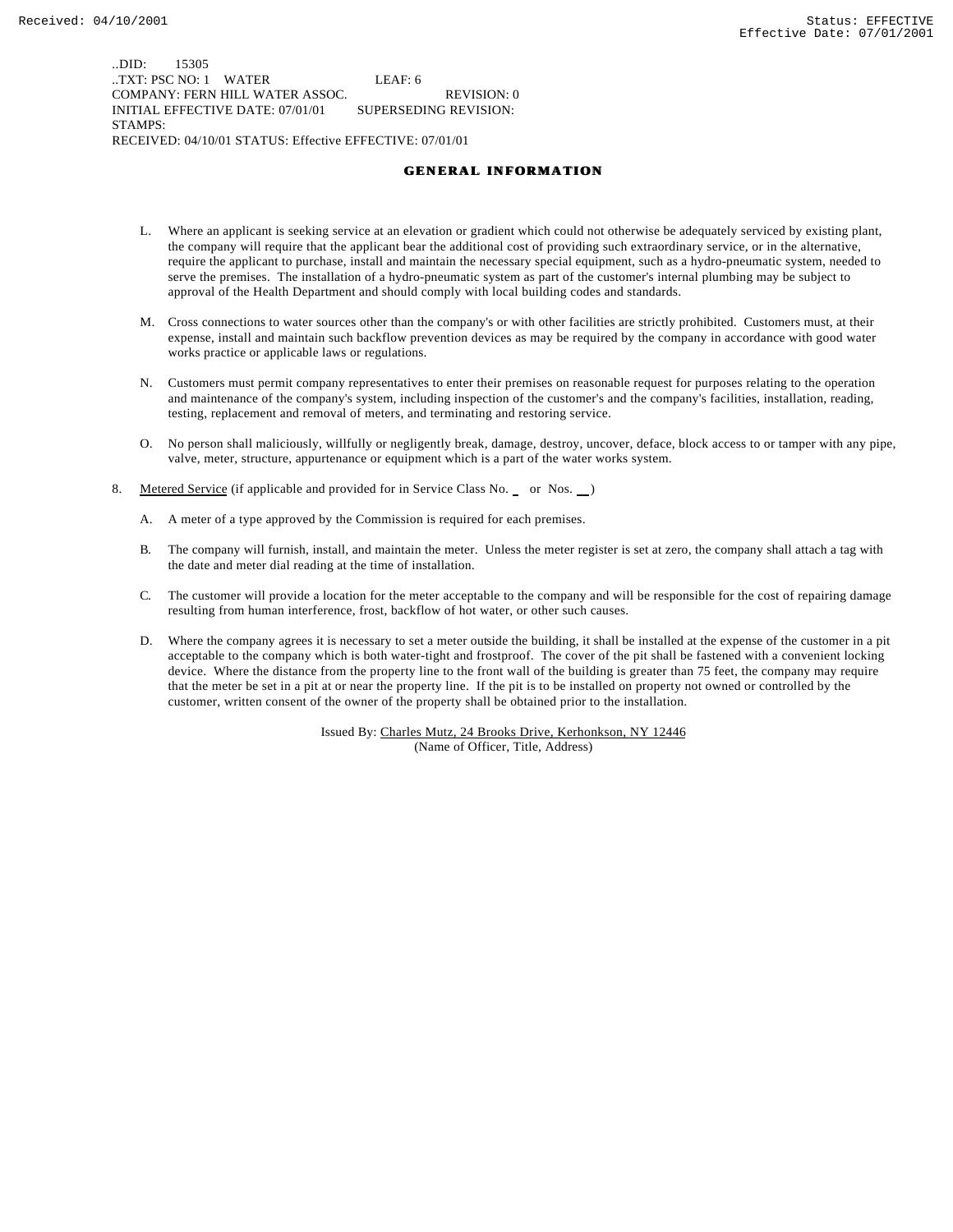..DID: 15305
..TXT: PSC NO: 1 WATER LEAF: 6
COMPANY: FERN HILL WATER ASSOC. REVISION: 0
INITIAL EFFECTIVE DATE: 07/01/01 SUPERSEDING REVISION:
STAMPS:
RECEIVED: 04/10/01 STATUS: Effective EFFECTIVE: 07/01/01

## GENERAL INFORMATION

L. Where an applicant is seeking service at an elevation or gradient which could not otherwise be adequately serviced by existing plant, the company will require that the applicant bear the additional cost of providing such extraordinary service, or in the alternative, require the applicant to purchase, install and maintain the necessary special equipment, such as a hydro-pneumatic system, needed to serve the premises. The installation of a hydro-pneumatic system as part of the customer's internal plumbing may be subject to approval of the Health Department and should comply with local building codes and standards.

M. Cross connections to water sources other than the company's or with other facilities are strictly prohibited. Customers must, at their expense, install and maintain such backflow prevention devices as may be required by the company in accordance with good water works practice or applicable laws or regulations.

N. Customers must permit company representatives to enter their premises on reasonable request for purposes relating to the operation and maintenance of the company's system, including inspection of the customer's and the company's facilities, installation, reading, testing, replacement and removal of meters, and terminating and restoring service.

O. No person shall maliciously, willfully or negligently break, damage, destroy, uncover, deface, block access to or tamper with any pipe, valve, meter, structure, appurtenance or equipment which is a part of the water works system.

8. Metered Service (if applicable and provided for in Service Class No. __ or Nos. __)

A. A meter of a type approved by the Commission is required for each premises.

B. The company will furnish, install, and maintain the meter. Unless the meter register is set at zero, the company shall attach a tag with the date and meter dial reading at the time of installation.

C. The customer will provide a location for the meter acceptable to the company and will be responsible for the cost of repairing damage resulting from human interference, frost, backflow of hot water, or other such causes.

D. Where the company agrees it is necessary to set a meter outside the building, it shall be installed at the expense of the customer in a pit acceptable to the company which is both water-tight and frostproof. The cover of the pit shall be fastened with a convenient locking device. Where the distance from the property line to the front wall of the building is greater than 75 feet, the company may require that the meter be set in a pit at or near the property line. If the pit is to be installed on property not owned or controlled by the customer, written consent of the owner of the property shall be obtained prior to the installation.

Issued By: Charles Mutz, 24 Brooks Drive, Kerhonkson, NY 12446
(Name of Officer, Title, Address)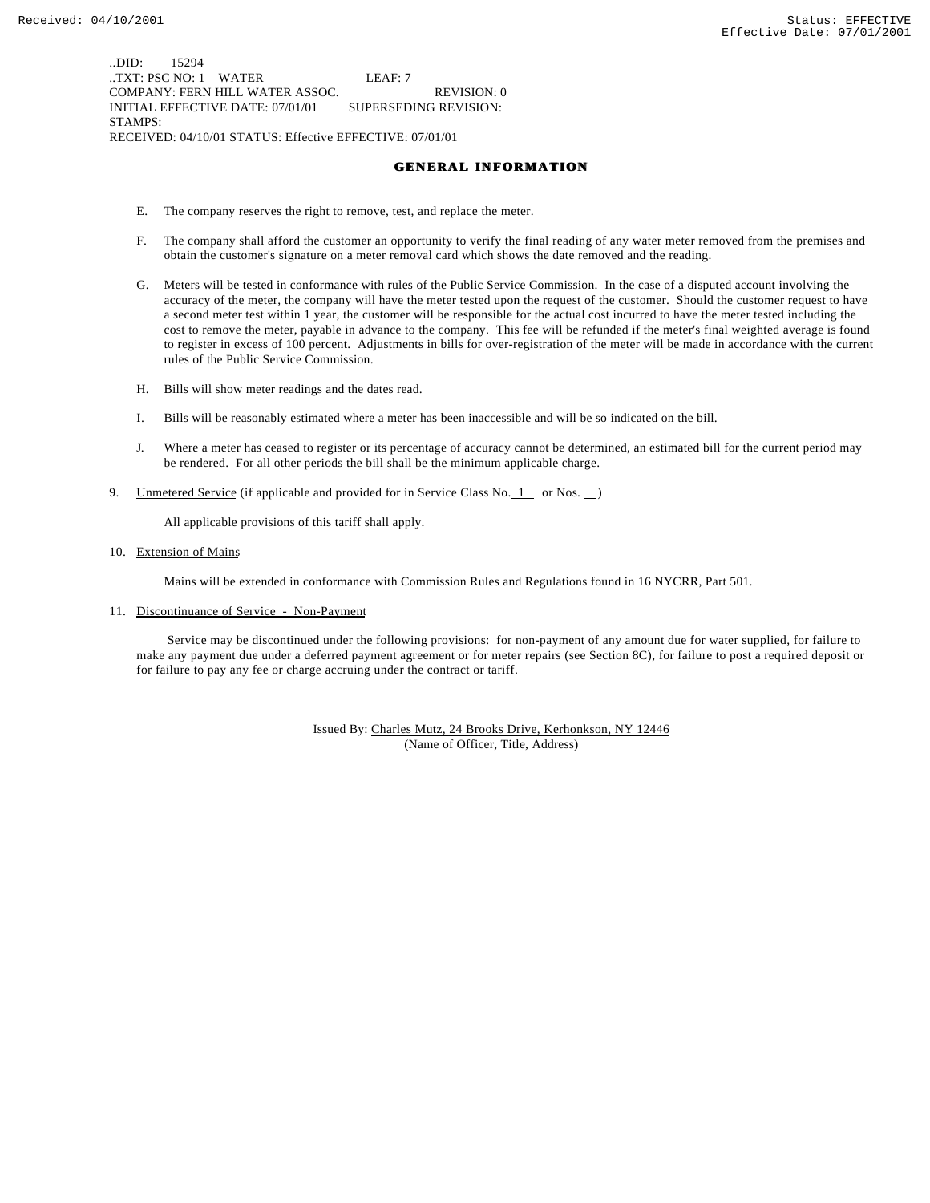..DID: 15294
..TXT: PSC NO: 1 WATER LEAF: 7
COMPANY: FERN HILL WATER ASSOC. REVISION: 0
INITIAL EFFECTIVE DATE: 07/01/01 SUPERSEDING REVISION:
STAMPS:
RECEIVED: 04/10/01 STATUS: Effective EFFECTIVE: 07/01/01

## GENERAL INFORMATION

E. The company reserves the right to remove, test, and replace the meter.

F. The company shall afford the customer an opportunity to verify the final reading of any water meter removed from the premises and obtain the customer's signature on a meter removal card which shows the date removed and the reading.

G. Meters will be tested in conformance with rules of the Public Service Commission. In the case of a disputed account involving the accuracy of the meter, the company will have the meter tested upon the request of the customer. Should the customer request to have a second meter test within 1 year, the customer will be responsible for the actual cost incurred to have the meter tested including the cost to remove the meter, payable in advance to the company. This fee will be refunded if the meter's final weighted average is found to register in excess of 100 percent. Adjustments in bills for over-registration of the meter will be made in accordance with the current rules of the Public Service Commission.

H. Bills will show meter readings and the dates read.

I. Bills will be reasonably estimated where a meter has been inaccessible and will be so indicated on the bill.

J. Where a meter has ceased to register or its percentage of accuracy cannot be determined, an estimated bill for the current period may be rendered. For all other periods the bill shall be the minimum applicable charge.

9. Unmetered Service (if applicable and provided for in Service Class No. 1 or Nos. \_\_)

All applicable provisions of this tariff shall apply.

10. Extension of Mains

Mains will be extended in conformance with Commission Rules and Regulations found in 16 NYCRR, Part 501.

11. Discontinuance of Service - Non-Payment

Service may be discontinued under the following provisions: for non-payment of any amount due for water supplied, for failure to make any payment due under a deferred payment agreement or for meter repairs (see Section 8C), for failure to post a required deposit or for failure to pay any fee or charge accruing under the contract or tariff.

Issued By: Charles Mutz, 24 Brooks Drive, Kerhonkson, NY 12446
(Name of Officer, Title, Address)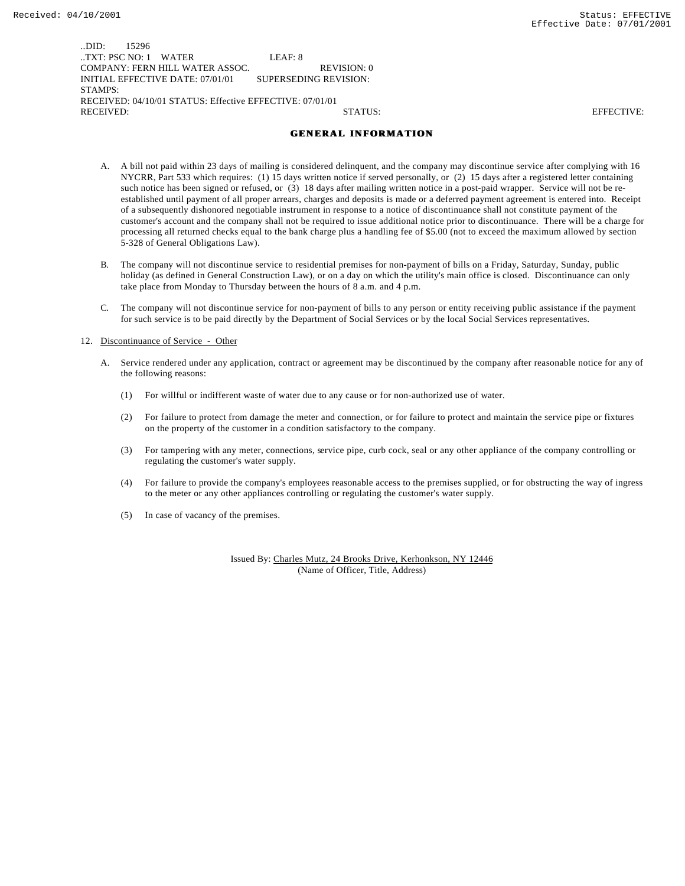..DID: 15296
..TXT: PSC NO: 1 WATER LEAF: 8
COMPANY: FERN HILL WATER ASSOC. REVISION: 0
INITIAL EFFECTIVE DATE: 07/01/01 SUPERSEDING REVISION:
STAMPS:
RECEIVED: 04/10/01 STATUS: Effective EFFECTIVE: 07/01/01
RECEIVED: STATUS: EFFECTIVE:

## GENERAL INFORMATION

A. A bill not paid within 23 days of mailing is considered delinquent, and the company may discontinue service after complying with 16 NYCRR, Part 533 which requires: (1) 15 days written notice if served personally, or (2) 15 days after a registered letter containing such notice has been signed or refused, or (3) 18 days after mailing written notice in a post-paid wrapper. Service will not be re-established until payment of all proper arrears, charges and deposits is made or a deferred payment agreement is entered into. Receipt of a subsequently dishonored negotiable instrument in response to a notice of discontinuance shall not constitute payment of the customer's account and the company shall not be required to issue additional notice prior to discontinuance. There will be a charge for processing all returned checks equal to the bank charge plus a handling fee of $5.00 (not to exceed the maximum allowed by section 5-328 of General Obligations Law).

B. The company will not discontinue service to residential premises for non-payment of bills on a Friday, Saturday, Sunday, public holiday (as defined in General Construction Law), or on a day on which the utility's main office is closed. Discontinuance can only take place from Monday to Thursday between the hours of 8 a.m. and 4 p.m.

C. The company will not discontinue service for non-payment of bills to any person or entity receiving public assistance if the payment for such service is to be paid directly by the Department of Social Services or by the local Social Services representatives.

12. Discontinuance of Service - Other

A. Service rendered under any application, contract or agreement may be discontinued by the company after reasonable notice for any of the following reasons:

(1) For willful or indifferent waste of water due to any cause or for non-authorized use of water.

(2) For failure to protect from damage the meter and connection, or for failure to protect and maintain the service pipe or fixtures on the property of the customer in a condition satisfactory to the company.

(3) For tampering with any meter, connections, service pipe, curb cock, seal or any other appliance of the company controlling or regulating the customer's water supply.

(4) For failure to provide the company's employees reasonable access to the premises supplied, or for obstructing the way of ingress to the meter or any other appliances controlling or regulating the customer's water supply.

(5) In case of vacancy of the premises.

Issued By: Charles Mutz, 24 Brooks Drive, Kerhonkson, NY 12446
(Name of Officer, Title, Address)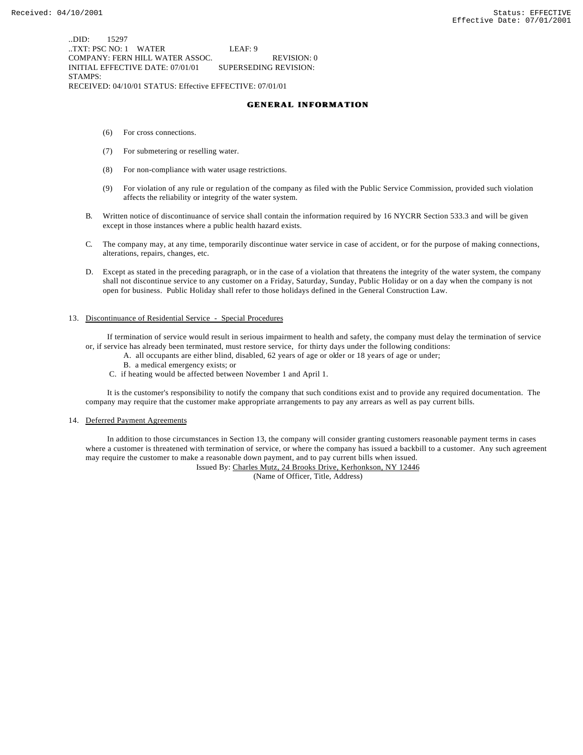..DID: 15297
..TXT: PSC NO: 1 WATER LEAF: 9
COMPANY: FERN HILL WATER ASSOC. REVISION: 0
INITIAL EFFECTIVE DATE: 07/01/01 SUPERSEDING REVISION:
STAMPS:
RECEIVED: 04/10/01 STATUS: Effective EFFECTIVE: 07/01/01

## GENERAL INFORMATION

(6) For cross connections.

(7) For submetering or reselling water.

(8) For non-compliance with water usage restrictions.

(9) For violation of any rule or regulation of the company as filed with the Public Service Commission, provided such violation affects the reliability or integrity of the water system.

B. Written notice of discontinuance of service shall contain the information required by 16 NYCRR Section 533.3 and will be given except in those instances where a public health hazard exists.

C. The company may, at any time, temporarily discontinue water service in case of accident, or for the purpose of making connections, alterations, repairs, changes, etc.

D. Except as stated in the preceding paragraph, or in the case of a violation that threatens the integrity of the water system, the company shall not discontinue service to any customer on a Friday, Saturday, Sunday, Public Holiday or on a day when the company is not open for business. Public Holiday shall refer to those holidays defined in the General Construction Law.

13. Discontinuance of Residential Service - Special Procedures

If termination of service would result in serious impairment to health and safety, the company must delay the termination of service or, if service has already been terminated, must restore service, for thirty days under the following conditions:

A. all occupants are either blind, disabled, 62 years of age or older or 18 years of age or under;
B. a medical emergency exists; or
C. if heating would be affected between November 1 and April 1.

It is the customer's responsibility to notify the company that such conditions exist and to provide any required documentation. The company may require that the customer make appropriate arrangements to pay any arrears as well as pay current bills.

14. Deferred Payment Agreements

In addition to those circumstances in Section 13, the company will consider granting customers reasonable payment terms in cases where a customer is threatened with termination of service, or where the company has issued a backbill to a customer. Any such agreement may require the customer to make a reasonable down payment, and to pay current bills when issued.

Issued By: Charles Mutz, 24 Brooks Drive, Kerhonkson, NY 12446
(Name of Officer, Title, Address)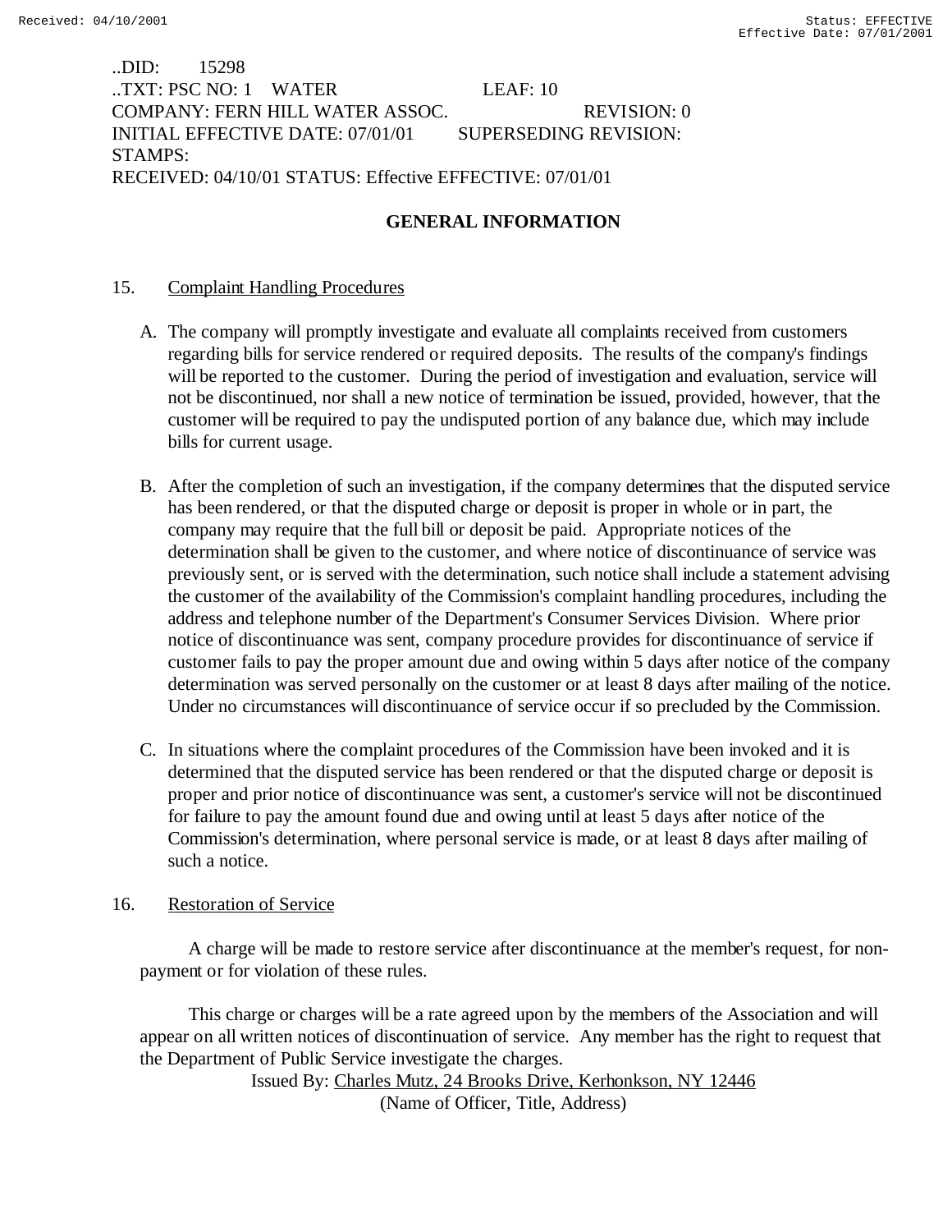..DID: 15298
..TXT: PSC NO: 1 WATER LEAF: 10
COMPANY: FERN HILL WATER ASSOC. REVISION: 0
INITIAL EFFECTIVE DATE: 07/01/01 SUPERSEDING REVISION:
STAMPS:
RECEIVED: 04/10/01 STATUS: Effective EFFECTIVE: 07/01/01

## GENERAL INFORMATION

15. Complaint Handling Procedures

A. The company will promptly investigate and evaluate all complaints received from customers regarding bills for service rendered or required deposits. The results of the company's findings will be reported to the customer. During the period of investigation and evaluation, service will not be discontinued, nor shall a new notice of termination be issued, provided, however, that the customer will be required to pay the undisputed portion of any balance due, which may include bills for current usage.

B. After the completion of such an investigation, if the company determines that the disputed service has been rendered, or that the disputed charge or deposit is proper in whole or in part, the company may require that the full bill or deposit be paid. Appropriate notices of the determination shall be given to the customer, and where notice of discontinuance of service was previously sent, or is served with the determination, such notice shall include a statement advising the customer of the availability of the Commission's complaint handling procedures, including the address and telephone number of the Department's Consumer Services Division. Where prior notice of discontinuance was sent, company procedure provides for discontinuance of service if customer fails to pay the proper amount due and owing within 5 days after notice of the company determination was served personally on the customer or at least 8 days after mailing of the notice. Under no circumstances will discontinuance of service occur if so precluded by the Commission.

C. In situations where the complaint procedures of the Commission have been invoked and it is determined that the disputed service has been rendered or that the disputed charge or deposit is proper and prior notice of discontinuance was sent, a customer's service will not be discontinued for failure to pay the amount found due and owing until at least 5 days after notice of the Commission's determination, where personal service is made, or at least 8 days after mailing of such a notice.

16. Restoration of Service

A charge will be made to restore service after discontinuance at the member's request, for non-payment or for violation of these rules.

This charge or charges will be a rate agreed upon by the members of the Association and will appear on all written notices of discontinuation of service. Any member has the right to request that the Department of Public Service investigate the charges.

Issued By: Charles Mutz, 24 Brooks Drive, Kerhonkson, NY 12446
(Name of Officer, Title, Address)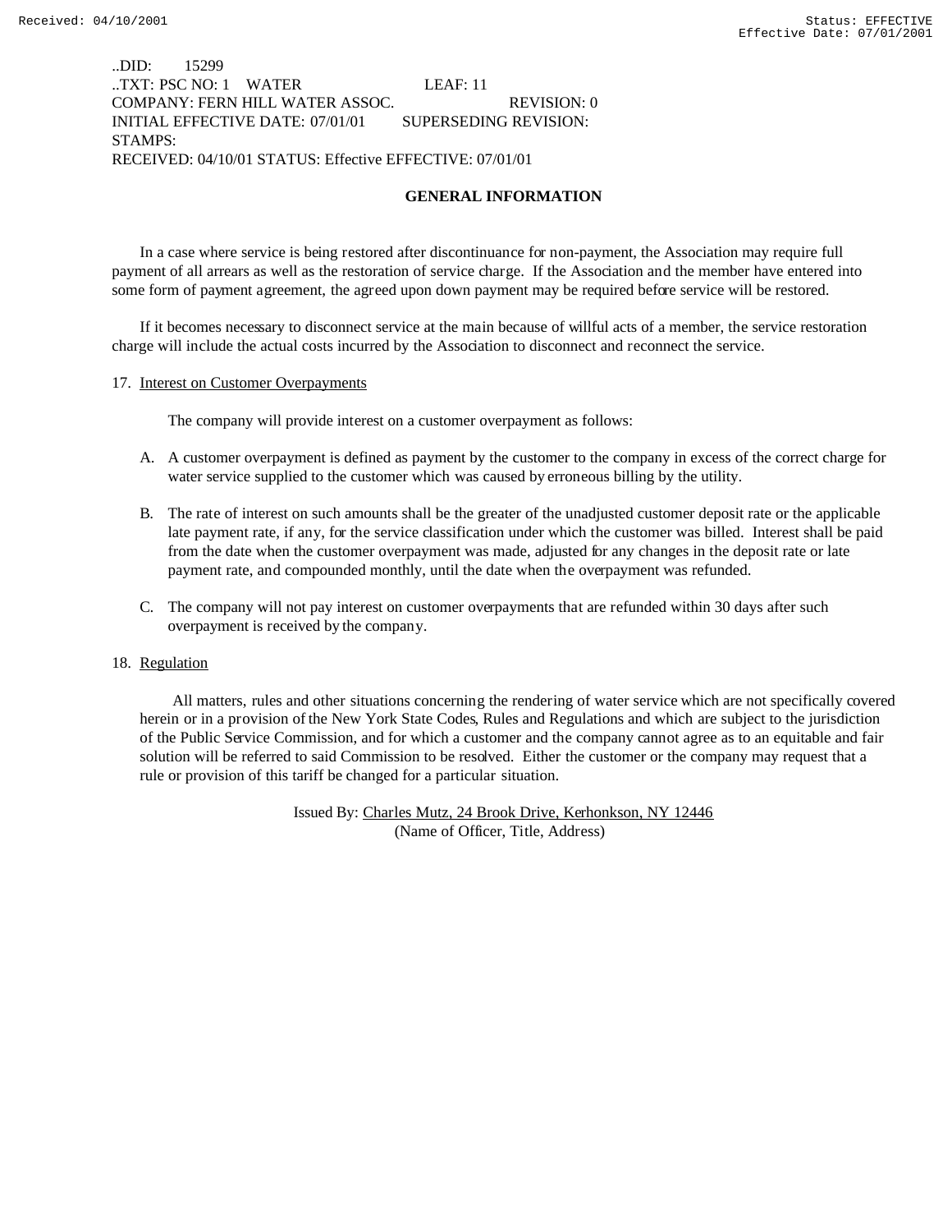..DID: 15299
..TXT: PSC NO: 1 WATER LEAF: 11
COMPANY: FERN HILL WATER ASSOC. REVISION: 0
INITIAL EFFECTIVE DATE: 07/01/01 SUPERSEDING REVISION:
STAMPS:
RECEIVED: 04/10/01 STATUS: Effective EFFECTIVE: 07/01/01

## GENERAL INFORMATION

In a case where service is being restored after discontinuance for non-payment, the Association may require full payment of all arrears as well as the restoration of service charge. If the Association and the member have entered into some form of payment agreement, the agreed upon down payment may be required before service will be restored.

If it becomes necessary to disconnect service at the main because of willful acts of a member, the service restoration charge will include the actual costs incurred by the Association to disconnect and reconnect the service.

17. Interest on Customer Overpayments

    The company will provide interest on a customer overpayment as follows:

    A. A customer overpayment is defined as payment by the customer to the company in excess of the correct charge for water service supplied to the customer which was caused by erroneous billing by the utility.

    B. The rate of interest on such amounts shall be the greater of the unadjusted customer deposit rate or the applicable late payment rate, if any, for the service classification under which the customer was billed. Interest shall be paid from the date when the customer overpayment was made, adjusted for any changes in the deposit rate or late payment rate, and compounded monthly, until the date when the overpayment was refunded.

    C. The company will not pay interest on customer overpayments that are refunded within 30 days after such overpayment is received by the company.

18. Regulation

    All matters, rules and other situations concerning the rendering of water service which are not specifically covered herein or in a provision of the New York State Codes, Rules and Regulations and which are subject to the jurisdiction of the Public Service Commission, and for which a customer and the company cannot agree as to an equitable and fair solution will be referred to said Commission to be resolved. Either the customer or the company may request that a rule or provision of this tariff be changed for a particular situation.

Issued By: Charles Mutz, 24 Brook Drive, Kerhonkson, NY 12446
(Name of Officer, Title, Address)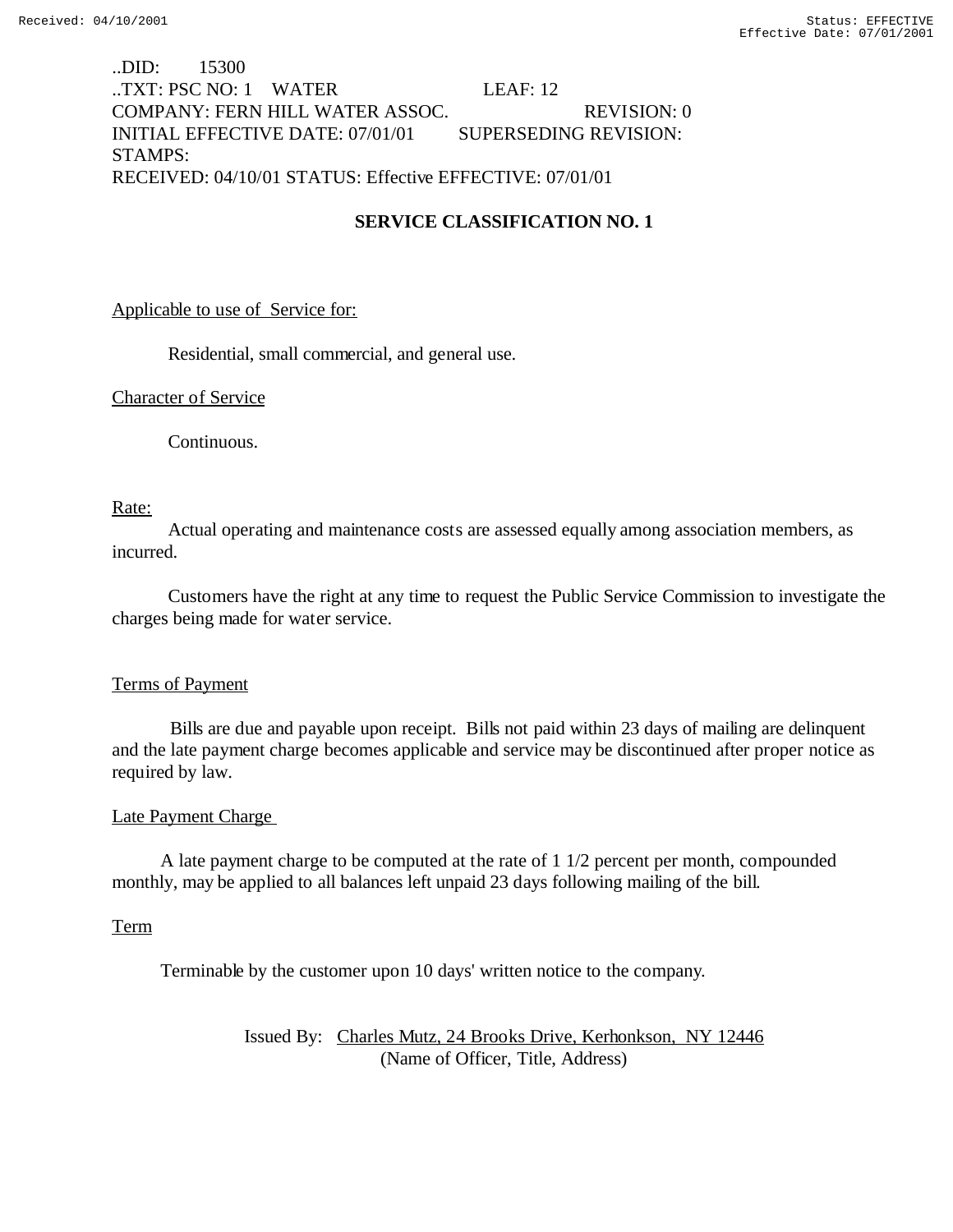..DID: 15300
..TXT: PSC NO: 1 WATER LEAF: 12
COMPANY: FERN HILL WATER ASSOC. REVISION: 0
INITIAL EFFECTIVE DATE: 07/01/01 SUPERSEDING REVISION:
STAMPS:
RECEIVED: 04/10/01 STATUS: Effective EFFECTIVE: 07/01/01

## SERVICE CLASSIFICATION NO. 1

Applicable to use of Service for:

Residential, small commercial, and general use.

Character of Service

Continuous.

Rate:

Actual operating and maintenance costs are assessed equally among association members, as incurred.

Customers have the right at any time to request the Public Service Commission to investigate the charges being made for water service.

Terms of Payment

Bills are due and payable upon receipt. Bills not paid within 23 days of mailing are delinquent and the late payment charge becomes applicable and service may be discontinued after proper notice as required by law.

Late Payment Charge

A late payment charge to be computed at the rate of 1 1/2 percent per month, compounded monthly, may be applied to all balances left unpaid 23 days following mailing of the bill.

Term

Terminable by the customer upon 10 days' written notice to the company.

Issued By: Charles Mutz, 24 Brooks Drive, Kerhonkson, NY 12446
(Name of Officer, Title, Address)